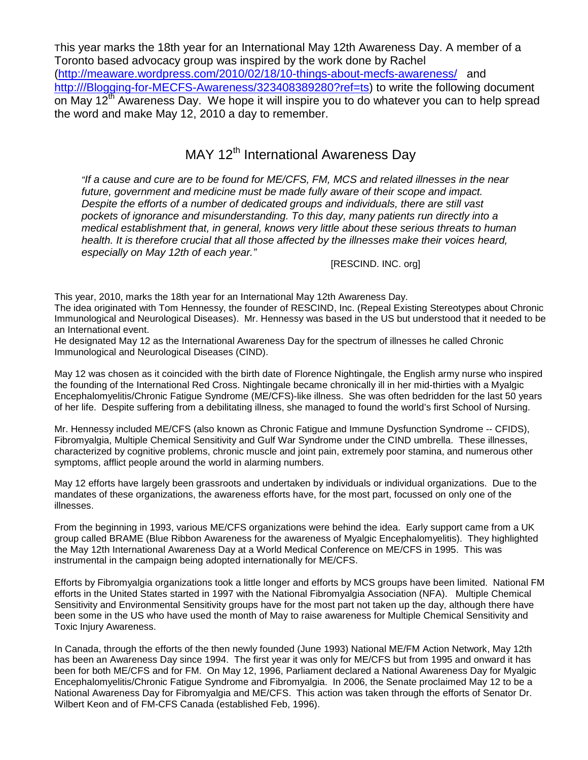This year marks the 18th year for an International May 12th Awareness Day. A member of a Toronto based advocacy group was inspired by the work done by Rachel (http://meaware.wordpress.com/2010/02/18/10-things-about-mecfs-awareness/ and http:///Blogging-for-MECFS-Awareness/323408389280?ref=ts) to write the following document on May 12th Awareness Day. We hope it will inspire you to do whatever you can to help spread the word and make May 12, 2010 a day to remember.

# MAY 12th International Awareness Day

> *"If a cause and cure are to be found for ME/CFS, FM, MCS and related illnesses in the near future, government and medicine must be made fully aware of their scope and impact. Despite the efforts of a number of dedicated groups and individuals, there are still vast pockets of ignorance and misunderstanding. To this day, many patients run directly into a medical establishment that, in general, knows very little about these serious threats to human health. It is therefore crucial that all those affected by the illnesses make their voices heard, especially on May 12th of each year."*
>
> [RESCIND. INC. org]

This year, 2010, marks the 18th year for an International May 12th Awareness Day.
The idea originated with Tom Hennessy, the founder of RESCIND, Inc. (Repeal Existing Stereotypes about Chronic Immunological and Neurological Diseases). Mr. Hennessy was based in the US but understood that it needed to be an International event.
He designated May 12 as the International Awareness Day for the spectrum of illnesses he called Chronic Immunological and Neurological Diseases (CIND).

May 12 was chosen as it coincided with the birth date of Florence Nightingale, the English army nurse who inspired the founding of the International Red Cross. Nightingale became chronically ill in her mid-thirties with a Myalgic Encephalomyelitis/Chronic Fatigue Syndrome (ME/CFS)-like illness. She was often bedridden for the last 50 years of her life. Despite suffering from a debilitating illness, she managed to found the world's first School of Nursing.

Mr. Hennessy included ME/CFS (also known as Chronic Fatigue and Immune Dysfunction Syndrome -- CFIDS), Fibromyalgia, Multiple Chemical Sensitivity and Gulf War Syndrome under the CIND umbrella. These illnesses, characterized by cognitive problems, chronic muscle and joint pain, extremely poor stamina, and numerous other symptoms, afflict people around the world in alarming numbers.

May 12 efforts have largely been grassroots and undertaken by individuals or individual organizations. Due to the mandates of these organizations, the awareness efforts have, for the most part, focussed on only one of the illnesses.

From the beginning in 1993, various ME/CFS organizations were behind the idea. Early support came from a UK group called BRAME (Blue Ribbon Awareness for the awareness of Myalgic Encephalomyelitis). They highlighted the May 12th International Awareness Day at a World Medical Conference on ME/CFS in 1995. This was instrumental in the campaign being adopted internationally for ME/CFS.

Efforts by Fibromyalgia organizations took a little longer and efforts by MCS groups have been limited. National FM efforts in the United States started in 1997 with the National Fibromyalgia Association (NFA). Multiple Chemical Sensitivity and Environmental Sensitivity groups have for the most part not taken up the day, although there have been some in the US who have used the month of May to raise awareness for Multiple Chemical Sensitivity and Toxic Injury Awareness.

In Canada, through the efforts of the then newly founded (June 1993) National ME/FM Action Network, May 12th has been an Awareness Day since 1994. The first year it was only for ME/CFS but from 1995 and onward it has been for both ME/CFS and for FM. On May 12, 1996, Parliament declared a National Awareness Day for Myalgic Encephalomyelitis/Chronic Fatigue Syndrome and Fibromyalgia. In 2006, the Senate proclaimed May 12 to be a National Awareness Day for Fibromyalgia and ME/CFS. This action was taken through the efforts of Senator Dr. Wilbert Keon and of FM-CFS Canada (established Feb, 1996).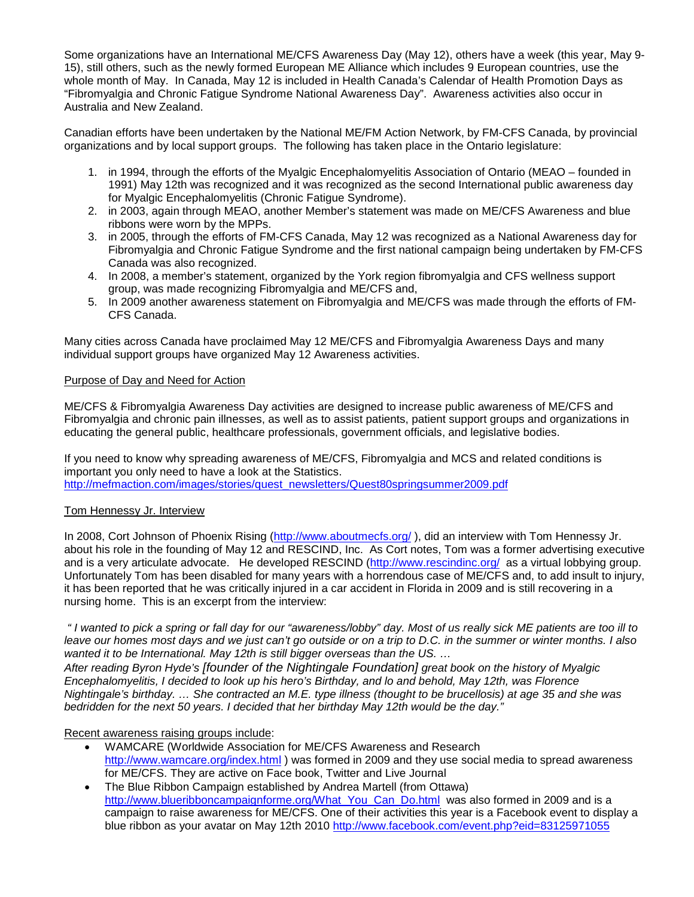Some organizations have an International ME/CFS Awareness Day (May 12), others have a week (this year, May 9-15), still others, such as the newly formed European ME Alliance which includes 9 European countries, use the whole month of May. In Canada, May 12 is included in Health Canada's Calendar of Health Promotion Days as "Fibromyalgia and Chronic Fatigue Syndrome National Awareness Day". Awareness activities also occur in Australia and New Zealand.

Canadian efforts have been undertaken by the National ME/FM Action Network, by FM-CFS Canada, by provincial organizations and by local support groups. The following has taken place in the Ontario legislature:

1. in 1994, through the efforts of the Myalgic Encephalomyelitis Association of Ontario (MEAO – founded in 1991) May 12th was recognized and it was recognized as the second International public awareness day for Myalgic Encephalomyelitis (Chronic Fatigue Syndrome).
2. in 2003, again through MEAO, another Member's statement was made on ME/CFS Awareness and blue ribbons were worn by the MPPs.
3. in 2005, through the efforts of FM-CFS Canada, May 12 was recognized as a National Awareness day for Fibromyalgia and Chronic Fatigue Syndrome and the first national campaign being undertaken by FM-CFS Canada was also recognized.
4. In 2008, a member's statement, organized by the York region fibromyalgia and CFS wellness support group, was made recognizing Fibromyalgia and ME/CFS and,
5. In 2009 another awareness statement on Fibromyalgia and ME/CFS was made through the efforts of FM-CFS Canada.

Many cities across Canada have proclaimed May 12 ME/CFS and Fibromyalgia Awareness Days and many individual support groups have organized May 12 Awareness activities.

<u>Purpose of Day and Need for Action</u>

ME/CFS & Fibromyalgia Awareness Day activities are designed to increase public awareness of ME/CFS and Fibromyalgia and chronic pain illnesses, as well as to assist patients, patient support groups and organizations in educating the general public, healthcare professionals, government officials, and legislative bodies.

If you need to know why spreading awareness of ME/CFS, Fibromyalgia and MCS and related conditions is important you only need to have a look at the Statistics.
http://mefmaction.com/images/stories/quest_newsletters/Quest80springsummer2009.pdf

<u>Tom Hennessy Jr. Interview</u>

In 2008, Cort Johnson of Phoenix Rising (http://www.aboutmecfs.org/ ), did an interview with Tom Hennessy Jr. about his role in the founding of May 12 and RESCIND, Inc. As Cort notes, Tom was a former advertising executive and is a very articulate advocate. He developed RESCIND (http://www.rescindinc.org/ as a virtual lobbying group. Unfortunately Tom has been disabled for many years with a horrendous case of ME/CFS and, to add insult to injury, it has been reported that he was critically injured in a car accident in Florida in 2009 and is still recovering in a nursing home. This is an excerpt from the interview:

*" I wanted to pick a spring or fall day for our "awareness/lobby" day. Most of us really sick ME patients are too ill to leave our homes most days and we just can't go outside or on a trip to D.C. in the summer or winter months. I also wanted it to be International. May 12th is still bigger overseas than the US. …*
*After reading Byron Hyde's [founder of the Nightingale Foundation] great book on the history of Myalgic Encephalomyelitis, I decided to look up his hero's Birthday, and lo and behold, May 12th, was Florence Nightingale's birthday. … She contracted an M.E. type illness (thought to be brucellosis) at age 35 and she was bedridden for the next 50 years. I decided that her birthday May 12th would be the day."*

<u>Recent awareness raising groups include</u>:

- WAMCARE (Worldwide Association for ME/CFS Awareness and Research http://www.wamcare.org/index.html ) was formed in 2009 and they use social media to spread awareness for ME/CFS. They are active on Face book, Twitter and Live Journal
- The Blue Ribbon Campaign established by Andrea Martell (from Ottawa) http://www.blueribboncampaignforme.org/What_You_Can_Do.html was also formed in 2009 and is a campaign to raise awareness for ME/CFS. One of their activities this year is a Facebook event to display a blue ribbon as your avatar on May 12th 2010 http://www.facebook.com/event.php?eid=83125971055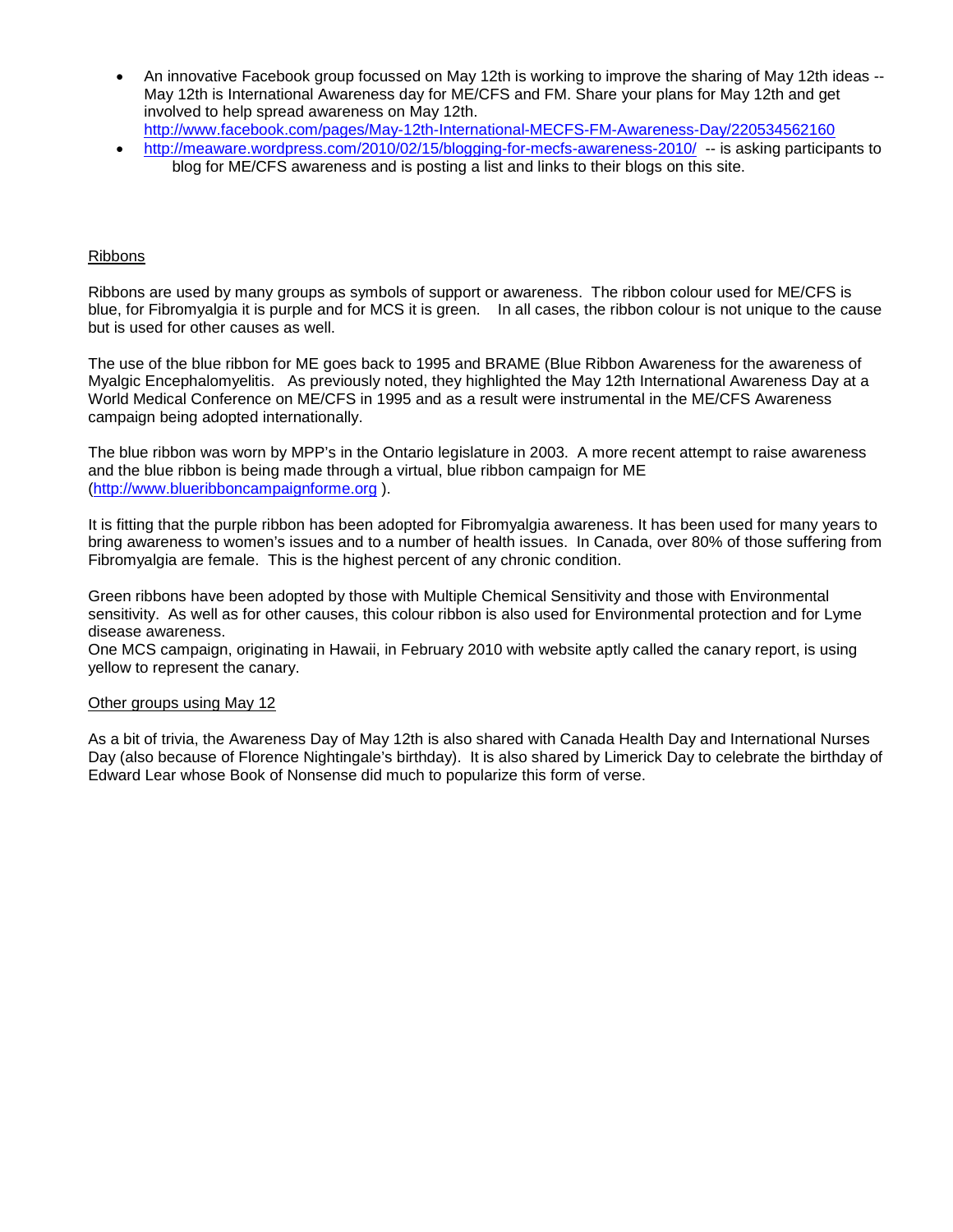- An innovative Facebook group focussed on May 12th is working to improve the sharing of May 12th ideas -- May 12th is International Awareness day for ME/CFS and FM. Share your plans for May 12th and get involved to help spread awareness on May 12th. http://www.facebook.com/pages/May-12th-International-MECFS-FM-Awareness-Day/220534562160
- http://meaware.wordpress.com/2010/02/15/blogging-for-mecfs-awareness-2010/ -- is asking participants to blog for ME/CFS awareness and is posting a list and links to their blogs on this site.

## Ribbons

Ribbons are used by many groups as symbols of support or awareness. The ribbon colour used for ME/CFS is blue, for Fibromyalgia it is purple and for MCS it is green. In all cases, the ribbon colour is not unique to the cause but is used for other causes as well.

The use of the blue ribbon for ME goes back to 1995 and BRAME (Blue Ribbon Awareness for the awareness of Myalgic Encephalomyelitis. As previously noted, they highlighted the May 12th International Awareness Day at a World Medical Conference on ME/CFS in 1995 and as a result were instrumental in the ME/CFS Awareness campaign being adopted internationally.

The blue ribbon was worn by MPP's in the Ontario legislature in 2003. A more recent attempt to raise awareness and the blue ribbon is being made through a virtual, blue ribbon campaign for ME (http://www.blueribboncampaignforme.org ).

It is fitting that the purple ribbon has been adopted for Fibromyalgia awareness. It has been used for many years to bring awareness to women's issues and to a number of health issues. In Canada, over 80% of those suffering from Fibromyalgia are female. This is the highest percent of any chronic condition.

Green ribbons have been adopted by those with Multiple Chemical Sensitivity and those with Environmental sensitivity. As well as for other causes, this colour ribbon is also used for Environmental protection and for Lyme disease awareness.
One MCS campaign, originating in Hawaii, in February 2010 with website aptly called the canary report, is using yellow to represent the canary.

## Other groups using May 12

As a bit of trivia, the Awareness Day of May 12th is also shared with Canada Health Day and International Nurses Day (also because of Florence Nightingale's birthday). It is also shared by Limerick Day to celebrate the birthday of Edward Lear whose Book of Nonsense did much to popularize this form of verse.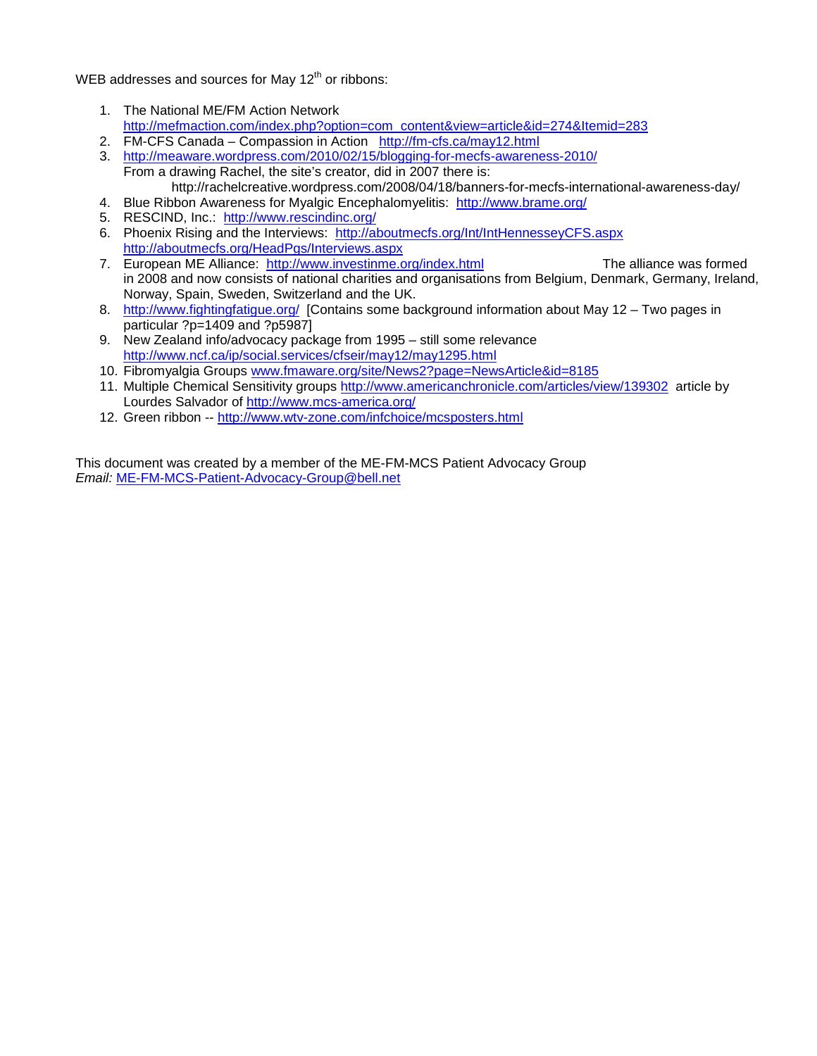WEB addresses and sources for May 12th or ribbons:

1. The National ME/FM Action Network
   http://mefmaction.com/index.php?option=com_content&view=article&id=274&Itemid=283
2. FM-CFS Canada – Compassion in Action   http://fm-cfs.ca/may12.html
3. http://meaware.wordpress.com/2010/02/15/blogging-for-mecfs-awareness-2010/
   From a drawing Rachel, the site's creator, did in 2007 there is:
   http://rachelcreative.wordpress.com/2008/04/18/banners-for-mecfs-international-awareness-day/
4. Blue Ribbon Awareness for Myalgic Encephalomyelitis:  http://www.brame.org/
5. RESCIND, Inc.:  http://www.rescindinc.org/
6. Phoenix Rising and the Interviews:  http://aboutmecfs.org/Int/IntHennesseyCFS.aspx
   http://aboutmecfs.org/HeadPgs/Interviews.aspx
7. European ME Alliance:  http://www.investinme.org/index.html   The alliance was formed in 2008 and now consists of national charities and organisations from Belgium, Denmark, Germany, Ireland, Norway, Spain, Sweden, Switzerland and the UK.
8. http://www.fightingfatigue.org/  [Contains some background information about May 12 – Two pages in particular ?p=1409 and ?p5987]
9. New Zealand info/advocacy package from 1995 – still some relevance
   http://www.ncf.ca/ip/social.services/cfseir/may12/may1295.html
10. Fibromyalgia Groups www.fmaware.org/site/News2?page=NewsArticle&id=8185
11. Multiple Chemical Sensitivity groups http://www.americanchronicle.com/articles/view/139302  article by Lourdes Salvador of http://www.mcs-america.org/
12. Green ribbon -- http://www.wtv-zone.com/infchoice/mcsposters.html

This document was created by a member of the ME-FM-MCS Patient Advocacy Group
*Email:* ME-FM-MCS-Patient-Advocacy-Group@bell.net